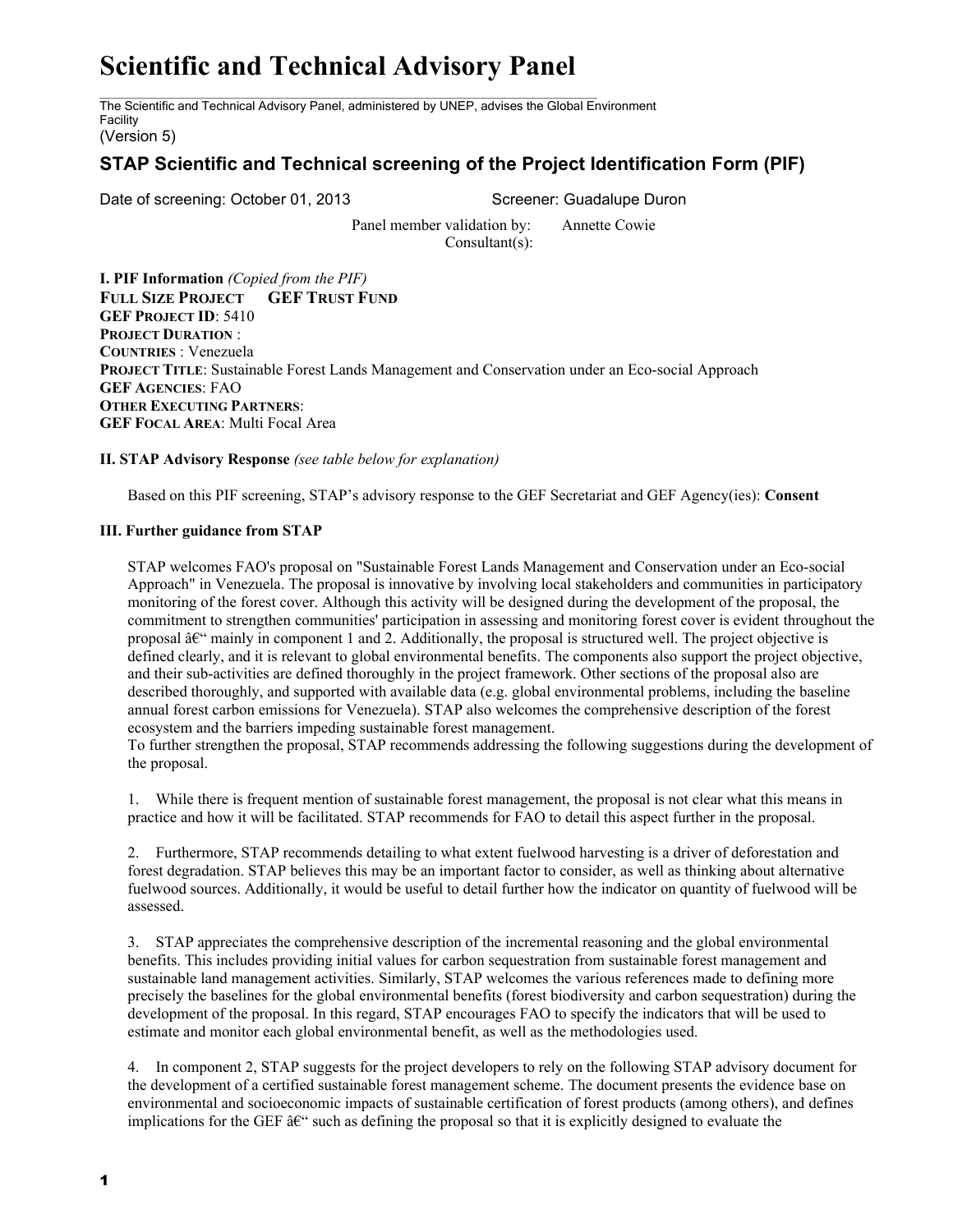# Scientific and Technical Advisory Panel

The Scientific and Technical Advisory Panel, administered by UNEP, advises the Global Environment Facility
(Version 5)

## STAP Scientific and Technical screening of the Project Identification Form (PIF)

Date of screening: October 01, 2013 Screener: Guadalupe Duron

Panel member validation by: Annette Cowie
Consultant(s):

**I. PIF Information** *(Copied from the PIF)*
**FULL SIZE PROJECT GEF TRUST FUND**
**GEF PROJECT ID**: 5410
**PROJECT DURATION** :
**COUNTRIES** : Venezuela
**PROJECT TITLE**: Sustainable Forest Lands Management and Conservation under an Eco-social Approach
**GEF AGENCIES**: FAO
**OTHER EXECUTING PARTNERS**:
**GEF FOCAL AREA**: Multi Focal Area

**II. STAP Advisory Response** *(see table below for explanation)*

Based on this PIF screening, STAP's advisory response to the GEF Secretariat and GEF Agency(ies): **Consent**

**III. Further guidance from STAP**

STAP welcomes FAO's proposal on "Sustainable Forest Lands Management and Conservation under an Eco-social Approach" in Venezuela. The proposal is innovative by involving local stakeholders and communities in participatory monitoring of the forest cover. Although this activity will be designed during the development of the proposal, the commitment to strengthen communities' participation in assessing and monitoring forest cover is evident throughout the proposal â€“ mainly in component 1 and 2. Additionally, the proposal is structured well. The project objective is defined clearly, and it is relevant to global environmental benefits. The components also support the project objective, and their sub-activities are defined thoroughly in the project framework. Other sections of the proposal also are described thoroughly, and supported with available data (e.g. global environmental problems, including the baseline annual forest carbon emissions for Venezuela). STAP also welcomes the comprehensive description of the forest ecosystem and the barriers impeding sustainable forest management.
To further strengthen the proposal, STAP recommends addressing the following suggestions during the development of the proposal.

1. While there is frequent mention of sustainable forest management, the proposal is not clear what this means in practice and how it will be facilitated. STAP recommends for FAO to detail this aspect further in the proposal.

2. Furthermore, STAP recommends detailing to what extent fuelwood harvesting is a driver of deforestation and forest degradation. STAP believes this may be an important factor to consider, as well as thinking about alternative fuelwood sources. Additionally, it would be useful to detail further how the indicator on quantity of fuelwood will be assessed.

3. STAP appreciates the comprehensive description of the incremental reasoning and the global environmental benefits. This includes providing initial values for carbon sequestration from sustainable forest management and sustainable land management activities. Similarly, STAP welcomes the various references made to defining more precisely the baselines for the global environmental benefits (forest biodiversity and carbon sequestration) during the development of the proposal. In this regard, STAP encourages FAO to specify the indicators that will be used to estimate and monitor each global environmental benefit, as well as the methodologies used.

4. In component 2, STAP suggests for the project developers to rely on the following STAP advisory document for the development of a certified sustainable forest management scheme. The document presents the evidence base on environmental and socioeconomic impacts of sustainable certification of forest products (among others), and defines implications for the GEF â€“ such as defining the proposal so that it is explicitly designed to evaluate the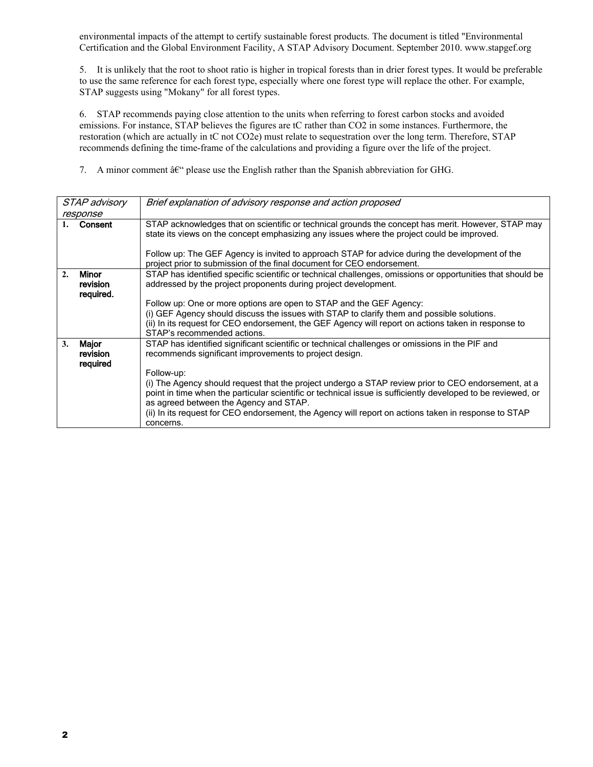environmental impacts of the attempt to certify sustainable forest products. The document is titled "Environmental Certification and the Global Environment Facility, A STAP Advisory Document. September 2010. www.stapgef.org

5. It is unlikely that the root to shoot ratio is higher in tropical forests than in drier forest types. It would be preferable to use the same reference for each forest type, especially where one forest type will replace the other. For example, STAP suggests using "Mokany" for all forest types.

6. STAP recommends paying close attention to the units when referring to forest carbon stocks and avoided emissions. For instance, STAP believes the figures are tC rather than $CO_2$ in some instances. Furthermore, the restoration (which are actually in tC not CO2e) must relate to sequestration over the long term. Therefore, STAP recommends defining the time-frame of the calculations and providing a figure over the life of the project.

7. A minor comment â€“ please use the English rather than the Spanish abbreviation for GHG.

| *STAP advisory response* | *Brief explanation of advisory response and action proposed* |
|---|---|
| **1. Consent** | STAP acknowledges that on scientific or technical grounds the concept has merit. However, STAP may state its views on the concept emphasizing any issues where the project could be improved.<br><br>Follow up: The GEF Agency is invited to approach STAP for advice during the development of the project prior to submission of the final document for CEO endorsement. |
| **2. Minor revision required.** | STAP has identified specific scientific or technical challenges, omissions or opportunities that should be addressed by the project proponents during project development.<br><br>Follow up: One or more options are open to STAP and the GEF Agency:<br>(i) GEF Agency should discuss the issues with STAP to clarify them and possible solutions.<br>(ii) In its request for CEO endorsement, the GEF Agency will report on actions taken in response to STAP's recommended actions. |
| **3. Major revision required** | STAP has identified significant scientific or technical challenges or omissions in the PIF and recommends significant improvements to project design.<br><br>Follow-up:<br>(i) The Agency should request that the project undergo a STAP review prior to CEO endorsement, at a point in time when the particular scientific or technical issue is sufficiently developed to be reviewed, or as agreed between the Agency and STAP.<br>(ii) In its request for CEO endorsement, the Agency will report on actions taken in response to STAP concerns. |